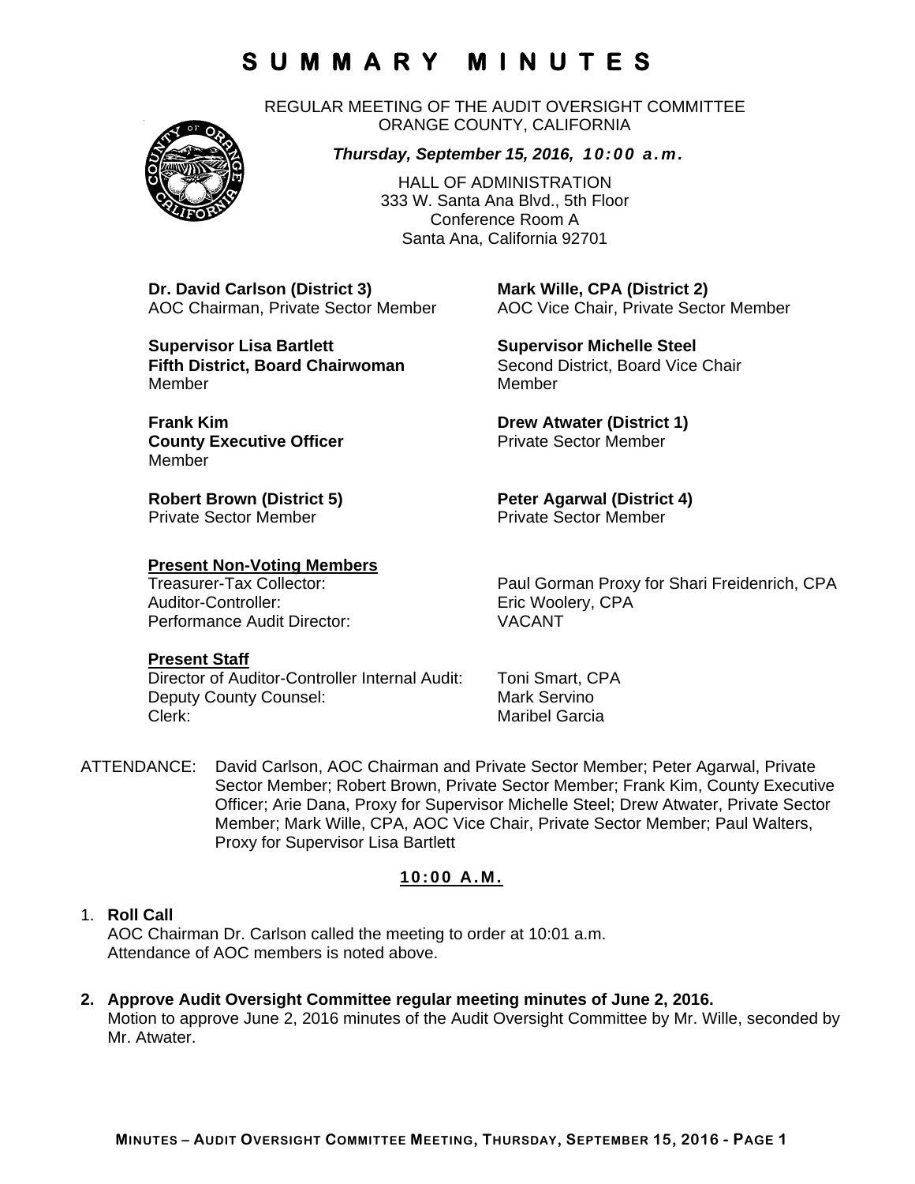# S U M M A R Y   M I N U T E S

REGULAR MEETING OF THE AUDIT OVERSIGHT COMMITTEE
ORANGE COUNTY, CALIFORNIA

***Thursday, September 15, 2016, 10:00 a.m.***

HALL OF ADMINISTRATION
333 W. Santa Ana Blvd., 5th Floor
Conference Room A
Santa Ana, California 92701

**Dr. David Carlson (District 3)**
AOC Chairman, Private Sector Member

**Mark Wille, CPA (District 2)**
AOC Vice Chair, Private Sector Member

**Supervisor Lisa Bartlett**
**Fifth District, Board Chairwoman**
Member

**Supervisor Michelle Steel**
Second District, Board Vice Chair
Member

**Frank Kim**
**County Executive Officer**
Member

**Drew Atwater (District 1)**
Private Sector Member

**Robert Brown (District 5)**
Private Sector Member

**Peter Agarwal (District 4)**
Private Sector Member

**Present Non-Voting Members**

Treasurer-Tax Collector: Paul Gorman Proxy for Shari Freidenrich, CPA
Auditor-Controller: Eric Woolery, CPA
Performance Audit Director: VACANT

**Present Staff**

Director of Auditor-Controller Internal Audit: Toni Smart, CPA
Deputy County Counsel: Mark Servino
Clerk: Maribel Garcia

ATTENDANCE: David Carlson, AOC Chairman and Private Sector Member; Peter Agarwal, Private Sector Member; Robert Brown, Private Sector Member; Frank Kim, County Executive Officer; Arie Dana, Proxy for Supervisor Michelle Steel; Drew Atwater, Private Sector Member; Mark Wille, CPA, AOC Vice Chair, Private Sector Member; Paul Walters, Proxy for Supervisor Lisa Bartlett

**10:00 A.M.**

1. **Roll Call**
   AOC Chairman Dr. Carlson called the meeting to order at 10:01 a.m.
   Attendance of AOC members is noted above.

2. **Approve Audit Oversight Committee regular meeting minutes of June 2, 2016.**
   Motion to approve June 2, 2016 minutes of the Audit Oversight Committee by Mr. Wille, seconded by Mr. Atwater.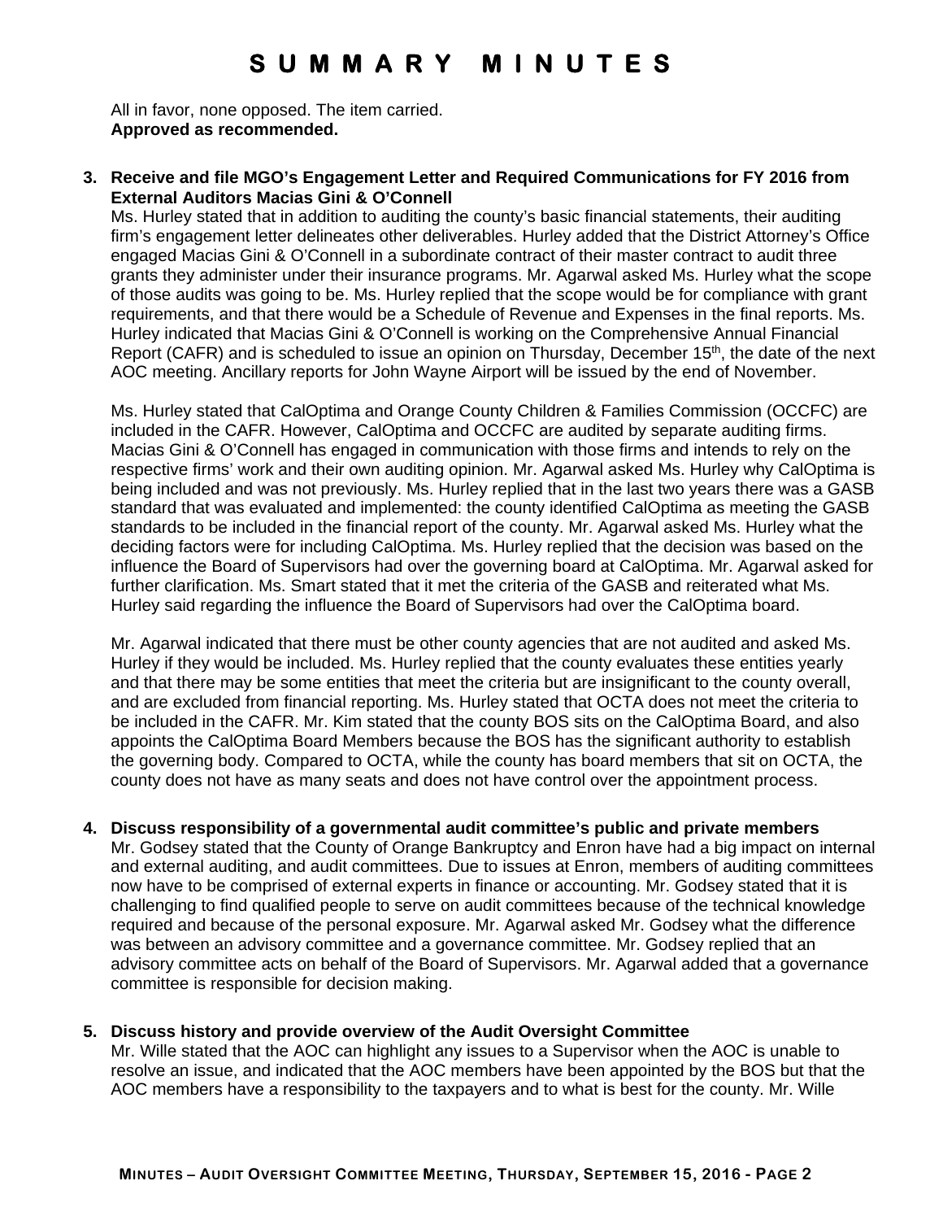All in favor, none opposed. The item carried.
**Approved as recommended.**

3. **Receive and file MGO's Engagement Letter and Required Communications for FY 2016 from External Auditors Macias Gini & O'Connell**
   Ms. Hurley stated that in addition to auditing the county's basic financial statements, their auditing firm's engagement letter delineates other deliverables. Hurley added that the District Attorney's Office engaged Macias Gini & O'Connell in a subordinate contract of their master contract to audit three grants they administer under their insurance programs. Mr. Agarwal asked Ms. Hurley what the scope of those audits was going to be. Ms. Hurley replied that the scope would be for compliance with grant requirements, and that there would be a Schedule of Revenue and Expenses in the final reports. Ms. Hurley indicated that Macias Gini & O'Connell is working on the Comprehensive Annual Financial Report (CAFR) and is scheduled to issue an opinion on Thursday, December 15th, the date of the next AOC meeting. Ancillary reports for John Wayne Airport will be issued by the end of November.

   Ms. Hurley stated that CalOptima and Orange County Children & Families Commission (OCCFC) are included in the CAFR. However, CalOptima and OCCFC are audited by separate auditing firms. Macias Gini & O'Connell has engaged in communication with those firms and intends to rely on the respective firms' work and their own auditing opinion. Mr. Agarwal asked Ms. Hurley why CalOptima is being included and was not previously. Ms. Hurley replied that in the last two years there was a GASB standard that was evaluated and implemented: the county identified CalOptima as meeting the GASB standards to be included in the financial report of the county. Mr. Agarwal asked Ms. Hurley what the deciding factors were for including CalOptima. Ms. Hurley replied that the decision was based on the influence the Board of Supervisors had over the governing board at CalOptima. Mr. Agarwal asked for further clarification. Ms. Smart stated that it met the criteria of the GASB and reiterated what Ms. Hurley said regarding the influence the Board of Supervisors had over the CalOptima board.

   Mr. Agarwal indicated that there must be other county agencies that are not audited and asked Ms. Hurley if they would be included. Ms. Hurley replied that the county evaluates these entities yearly and that there may be some entities that meet the criteria but are insignificant to the county overall, and are excluded from financial reporting. Ms. Hurley stated that OCTA does not meet the criteria to be included in the CAFR. Mr. Kim stated that the county BOS sits on the CalOptima Board, and also appoints the CalOptima Board Members because the BOS has the significant authority to establish the governing body. Compared to OCTA, while the county has board members that sit on OCTA, the county does not have as many seats and does not have control over the appointment process.

4. **Discuss responsibility of a governmental audit committee's public and private members**
   Mr. Godsey stated that the County of Orange Bankruptcy and Enron have had a big impact on internal and external auditing, and audit committees. Due to issues at Enron, members of auditing committees now have to be comprised of external experts in finance or accounting. Mr. Godsey stated that it is challenging to find qualified people to serve on audit committees because of the technical knowledge required and because of the personal exposure. Mr. Agarwal asked Mr. Godsey what the difference was between an advisory committee and a governance committee. Mr. Godsey replied that an advisory committee acts on behalf of the Board of Supervisors. Mr. Agarwal added that a governance committee is responsible for decision making.

5. **Discuss history and provide overview of the Audit Oversight Committee**
   Mr. Wille stated that the AOC can highlight any issues to a Supervisor when the AOC is unable to resolve an issue, and indicated that the AOC members have been appointed by the BOS but that the AOC members have a responsibility to the taxpayers and to what is best for the county. Mr. Wille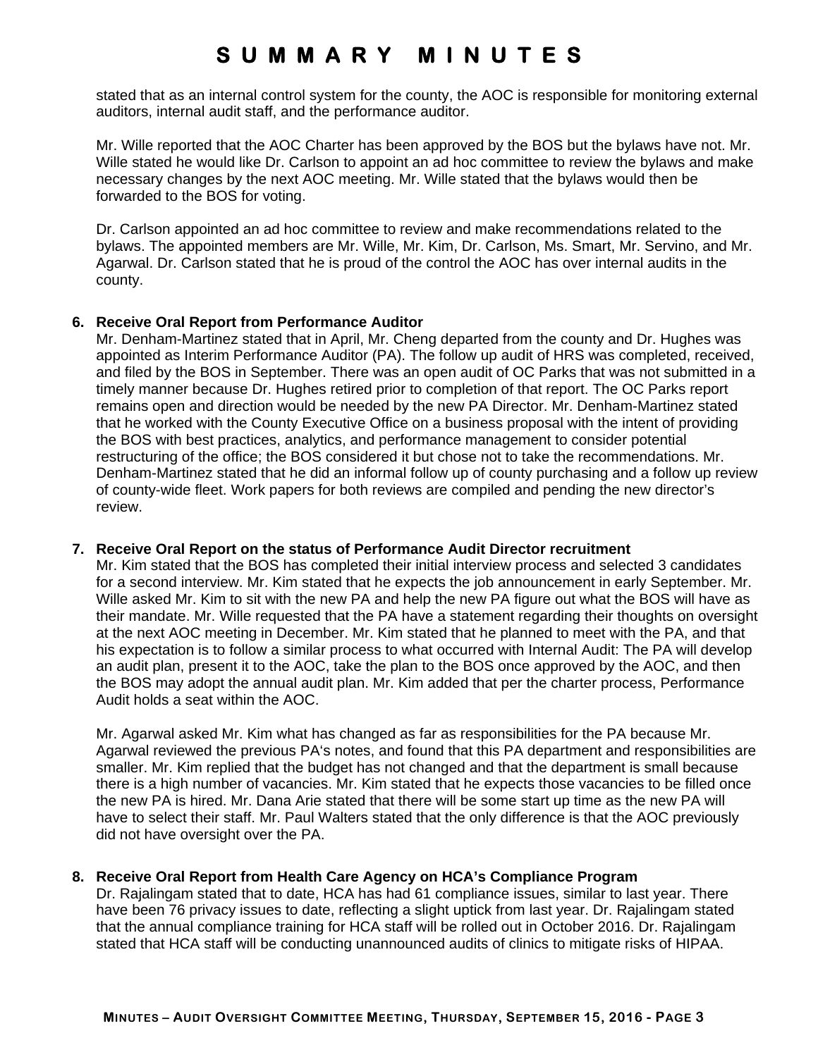stated that as an internal control system for the county, the AOC is responsible for monitoring external auditors, internal audit staff, and the performance auditor.

Mr. Wille reported that the AOC Charter has been approved by the BOS but the bylaws have not. Mr. Wille stated he would like Dr. Carlson to appoint an ad hoc committee to review the bylaws and make necessary changes by the next AOC meeting. Mr. Wille stated that the bylaws would then be forwarded to the BOS for voting.

Dr. Carlson appointed an ad hoc committee to review and make recommendations related to the bylaws. The appointed members are Mr. Wille, Mr. Kim, Dr. Carlson, Ms. Smart, Mr. Servino, and Mr. Agarwal. Dr. Carlson stated that he is proud of the control the AOC has over internal audits in the county.

**6. Receive Oral Report from Performance Auditor**

Mr. Denham-Martinez stated that in April, Mr. Cheng departed from the county and Dr. Hughes was appointed as Interim Performance Auditor (PA). The follow up audit of HRS was completed, received, and filed by the BOS in September. There was an open audit of OC Parks that was not submitted in a timely manner because Dr. Hughes retired prior to completion of that report. The OC Parks report remains open and direction would be needed by the new PA Director. Mr. Denham-Martinez stated that he worked with the County Executive Office on a business proposal with the intent of providing the BOS with best practices, analytics, and performance management to consider potential restructuring of the office; the BOS considered it but chose not to take the recommendations. Mr. Denham-Martinez stated that he did an informal follow up of county purchasing and a follow up review of county-wide fleet. Work papers for both reviews are compiled and pending the new director's review.

**7. Receive Oral Report on the status of Performance Audit Director recruitment**

Mr. Kim stated that the BOS has completed their initial interview process and selected 3 candidates for a second interview. Mr. Kim stated that he expects the job announcement in early September. Mr. Wille asked Mr. Kim to sit with the new PA and help the new PA figure out what the BOS will have as their mandate. Mr. Wille requested that the PA have a statement regarding their thoughts on oversight at the next AOC meeting in December. Mr. Kim stated that he planned to meet with the PA, and that his expectation is to follow a similar process to what occurred with Internal Audit: The PA will develop an audit plan, present it to the AOC, take the plan to the BOS once approved by the AOC, and then the BOS may adopt the annual audit plan. Mr. Kim added that per the charter process, Performance Audit holds a seat within the AOC.

Mr. Agarwal asked Mr. Kim what has changed as far as responsibilities for the PA because Mr. Agarwal reviewed the previous PA's notes, and found that this PA department and responsibilities are smaller. Mr. Kim replied that the budget has not changed and that the department is small because there is a high number of vacancies. Mr. Kim stated that he expects those vacancies to be filled once the new PA is hired. Mr. Dana Arie stated that there will be some start up time as the new PA will have to select their staff. Mr. Paul Walters stated that the only difference is that the AOC previously did not have oversight over the PA.

**8. Receive Oral Report from Health Care Agency on HCA's Compliance Program**

Dr. Rajalingam stated that to date, HCA has had 61 compliance issues, similar to last year. There have been 76 privacy issues to date, reflecting a slight uptick from last year. Dr. Rajalingam stated that the annual compliance training for HCA staff will be rolled out in October 2016. Dr. Rajalingam stated that HCA staff will be conducting unannounced audits of clinics to mitigate risks of HIPAA.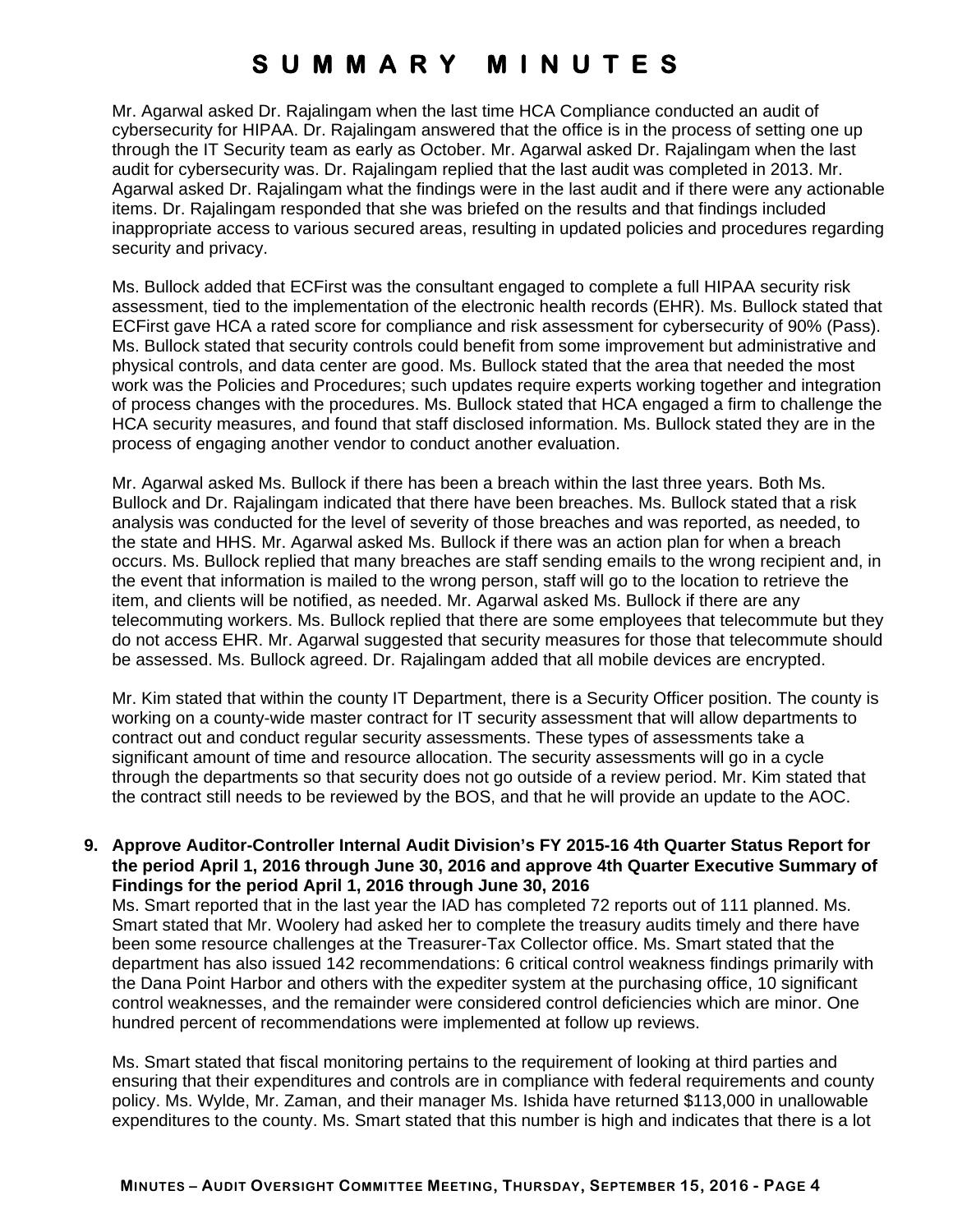Mr. Agarwal asked Dr. Rajalingam when the last time HCA Compliance conducted an audit of cybersecurity for HIPAA. Dr. Rajalingam answered that the office is in the process of setting one up through the IT Security team as early as October. Mr. Agarwal asked Dr. Rajalingam when the last audit for cybersecurity was. Dr. Rajalingam replied that the last audit was completed in 2013. Mr. Agarwal asked Dr. Rajalingam what the findings were in the last audit and if there were any actionable items. Dr. Rajalingam responded that she was briefed on the results and that findings included inappropriate access to various secured areas, resulting in updated policies and procedures regarding security and privacy.

Ms. Bullock added that ECFirst was the consultant engaged to complete a full HIPAA security risk assessment, tied to the implementation of the electronic health records (EHR). Ms. Bullock stated that ECFirst gave HCA a rated score for compliance and risk assessment for cybersecurity of 90% (Pass). Ms. Bullock stated that security controls could benefit from some improvement but administrative and physical controls, and data center are good. Ms. Bullock stated that the area that needed the most work was the Policies and Procedures; such updates require experts working together and integration of process changes with the procedures. Ms. Bullock stated that HCA engaged a firm to challenge the HCA security measures, and found that staff disclosed information. Ms. Bullock stated they are in the process of engaging another vendor to conduct another evaluation.

Mr. Agarwal asked Ms. Bullock if there has been a breach within the last three years. Both Ms. Bullock and Dr. Rajalingam indicated that there have been breaches. Ms. Bullock stated that a risk analysis was conducted for the level of severity of those breaches and was reported, as needed, to the state and HHS. Mr. Agarwal asked Ms. Bullock if there was an action plan for when a breach occurs. Ms. Bullock replied that many breaches are staff sending emails to the wrong recipient and, in the event that information is mailed to the wrong person, staff will go to the location to retrieve the item, and clients will be notified, as needed. Mr. Agarwal asked Ms. Bullock if there are any telecommuting workers. Ms. Bullock replied that there are some employees that telecommute but they do not access EHR. Mr. Agarwal suggested that security measures for those that telecommute should be assessed. Ms. Bullock agreed. Dr. Rajalingam added that all mobile devices are encrypted.

Mr. Kim stated that within the county IT Department, there is a Security Officer position. The county is working on a county-wide master contract for IT security assessment that will allow departments to contract out and conduct regular security assessments. These types of assessments take a significant amount of time and resource allocation. The security assessments will go in a cycle through the departments so that security does not go outside of a review period. Mr. Kim stated that the contract still needs to be reviewed by the BOS, and that he will provide an update to the AOC.

**9. Approve Auditor-Controller Internal Audit Division's FY 2015-16 4th Quarter Status Report for the period April 1, 2016 through June 30, 2016 and approve 4th Quarter Executive Summary of Findings for the period April 1, 2016 through June 30, 2016**

Ms. Smart reported that in the last year the IAD has completed 72 reports out of 111 planned. Ms. Smart stated that Mr. Woolery had asked her to complete the treasury audits timely and there have been some resource challenges at the Treasurer-Tax Collector office. Ms. Smart stated that the department has also issued 142 recommendations: 6 critical control weakness findings primarily with the Dana Point Harbor and others with the expediter system at the purchasing office, 10 significant control weaknesses, and the remainder were considered control deficiencies which are minor. One hundred percent of recommendations were implemented at follow up reviews.

Ms. Smart stated that fiscal monitoring pertains to the requirement of looking at third parties and ensuring that their expenditures and controls are in compliance with federal requirements and county policy. Ms. Wylde, Mr. Zaman, and their manager Ms. Ishida have returned $113,000 in unallowable expenditures to the county. Ms. Smart stated that this number is high and indicates that there is a lot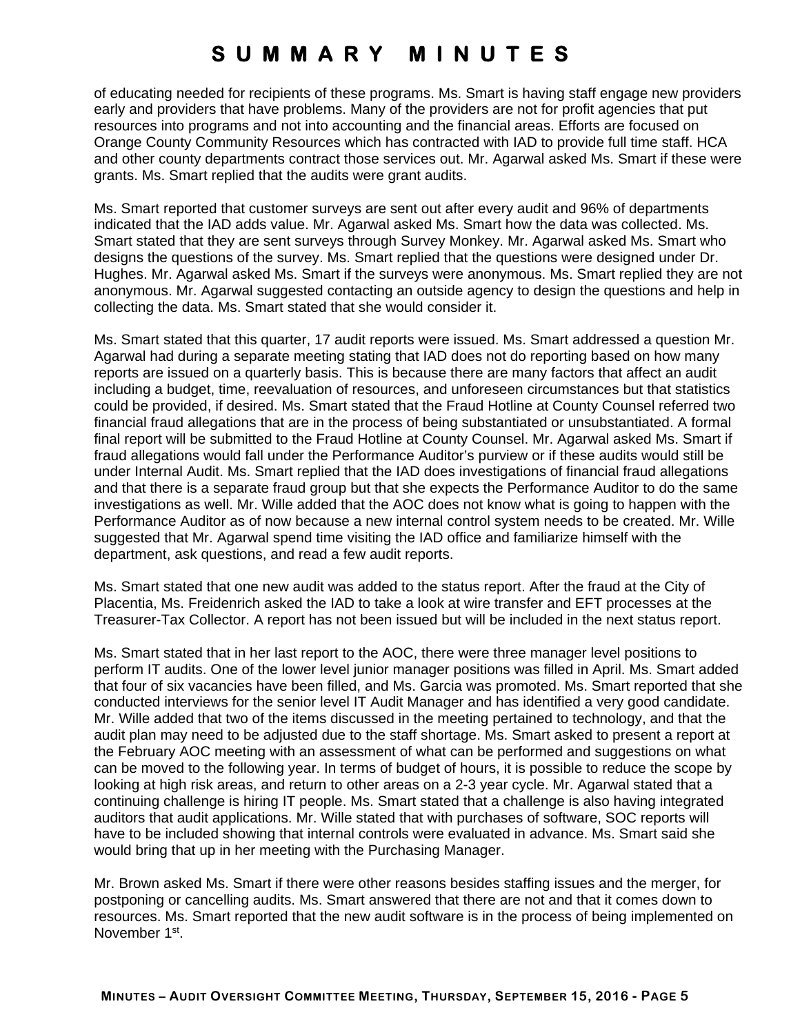of educating needed for recipients of these programs. Ms. Smart is having staff engage new providers early and providers that have problems. Many of the providers are not for profit agencies that put resources into programs and not into accounting and the financial areas. Efforts are focused on Orange County Community Resources which has contracted with IAD to provide full time staff. HCA and other county departments contract those services out. Mr. Agarwal asked Ms. Smart if these were grants. Ms. Smart replied that the audits were grant audits.

Ms. Smart reported that customer surveys are sent out after every audit and 96% of departments indicated that the IAD adds value. Mr. Agarwal asked Ms. Smart how the data was collected. Ms. Smart stated that they are sent surveys through Survey Monkey. Mr. Agarwal asked Ms. Smart who designs the questions of the survey. Ms. Smart replied that the questions were designed under Dr. Hughes. Mr. Agarwal asked Ms. Smart if the surveys were anonymous. Ms. Smart replied they are not anonymous. Mr. Agarwal suggested contacting an outside agency to design the questions and help in collecting the data. Ms. Smart stated that she would consider it.

Ms. Smart stated that this quarter, 17 audit reports were issued. Ms. Smart addressed a question Mr. Agarwal had during a separate meeting stating that IAD does not do reporting based on how many reports are issued on a quarterly basis. This is because there are many factors that affect an audit including a budget, time, reevaluation of resources, and unforeseen circumstances but that statistics could be provided, if desired. Ms. Smart stated that the Fraud Hotline at County Counsel referred two financial fraud allegations that are in the process of being substantiated or unsubstantiated. A formal final report will be submitted to the Fraud Hotline at County Counsel. Mr. Agarwal asked Ms. Smart if fraud allegations would fall under the Performance Auditor's purview or if these audits would still be under Internal Audit. Ms. Smart replied that the IAD does investigations of financial fraud allegations and that there is a separate fraud group but that she expects the Performance Auditor to do the same investigations as well. Mr. Wille added that the AOC does not know what is going to happen with the Performance Auditor as of now because a new internal control system needs to be created. Mr. Wille suggested that Mr. Agarwal spend time visiting the IAD office and familiarize himself with the department, ask questions, and read a few audit reports.

Ms. Smart stated that one new audit was added to the status report. After the fraud at the City of Placentia, Ms. Freidenrich asked the IAD to take a look at wire transfer and EFT processes at the Treasurer-Tax Collector. A report has not been issued but will be included in the next status report.

Ms. Smart stated that in her last report to the AOC, there were three manager level positions to perform IT audits. One of the lower level junior manager positions was filled in April. Ms. Smart added that four of six vacancies have been filled, and Ms. Garcia was promoted. Ms. Smart reported that she conducted interviews for the senior level IT Audit Manager and has identified a very good candidate. Mr. Wille added that two of the items discussed in the meeting pertained to technology, and that the audit plan may need to be adjusted due to the staff shortage. Ms. Smart asked to present a report at the February AOC meeting with an assessment of what can be performed and suggestions on what can be moved to the following year. In terms of budget of hours, it is possible to reduce the scope by looking at high risk areas, and return to other areas on a 2-3 year cycle. Mr. Agarwal stated that a continuing challenge is hiring IT people. Ms. Smart stated that a challenge is also having integrated auditors that audit applications. Mr. Wille stated that with purchases of software, SOC reports will have to be included showing that internal controls were evaluated in advance. Ms. Smart said she would bring that up in her meeting with the Purchasing Manager.

Mr. Brown asked Ms. Smart if there were other reasons besides staffing issues and the merger, for postponing or cancelling audits. Ms. Smart answered that there are not and that it comes down to resources. Ms. Smart reported that the new audit software is in the process of being implemented on November 1st.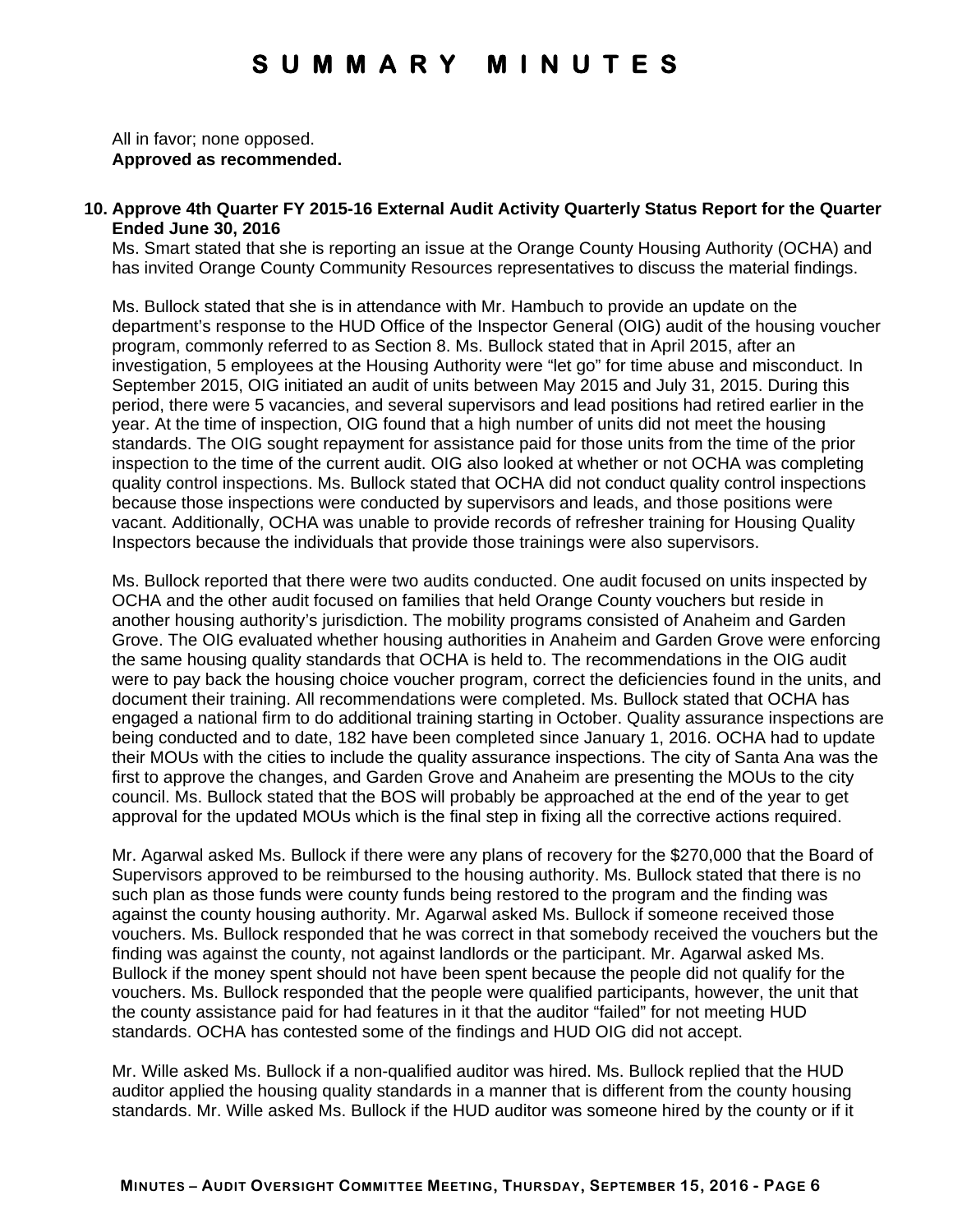All in favor; none opposed.
**Approved as recommended.**

**10. Approve 4th Quarter FY 2015-16 External Audit Activity Quarterly Status Report for the Quarter Ended June 30, 2016**

Ms. Smart stated that she is reporting an issue at the Orange County Housing Authority (OCHA) and has invited Orange County Community Resources representatives to discuss the material findings.

Ms. Bullock stated that she is in attendance with Mr. Hambuch to provide an update on the department's response to the HUD Office of the Inspector General (OIG) audit of the housing voucher program, commonly referred to as Section 8. Ms. Bullock stated that in April 2015, after an investigation, 5 employees at the Housing Authority were "let go" for time abuse and misconduct. In September 2015, OIG initiated an audit of units between May 2015 and July 31, 2015. During this period, there were 5 vacancies, and several supervisors and lead positions had retired earlier in the year. At the time of inspection, OIG found that a high number of units did not meet the housing standards. The OIG sought repayment for assistance paid for those units from the time of the prior inspection to the time of the current audit. OIG also looked at whether or not OCHA was completing quality control inspections. Ms. Bullock stated that OCHA did not conduct quality control inspections because those inspections were conducted by supervisors and leads, and those positions were vacant. Additionally, OCHA was unable to provide records of refresher training for Housing Quality Inspectors because the individuals that provide those trainings were also supervisors.

Ms. Bullock reported that there were two audits conducted. One audit focused on units inspected by OCHA and the other audit focused on families that held Orange County vouchers but reside in another housing authority's jurisdiction. The mobility programs consisted of Anaheim and Garden Grove. The OIG evaluated whether housing authorities in Anaheim and Garden Grove were enforcing the same housing quality standards that OCHA is held to. The recommendations in the OIG audit were to pay back the housing choice voucher program, correct the deficiencies found in the units, and document their training. All recommendations were completed. Ms. Bullock stated that OCHA has engaged a national firm to do additional training starting in October. Quality assurance inspections are being conducted and to date, 182 have been completed since January 1, 2016. OCHA had to update their MOUs with the cities to include the quality assurance inspections. The city of Santa Ana was the first to approve the changes, and Garden Grove and Anaheim are presenting the MOUs to the city council. Ms. Bullock stated that the BOS will probably be approached at the end of the year to get approval for the updated MOUs which is the final step in fixing all the corrective actions required.

Mr. Agarwal asked Ms. Bullock if there were any plans of recovery for the $270,000 that the Board of Supervisors approved to be reimbursed to the housing authority. Ms. Bullock stated that there is no such plan as those funds were county funds being restored to the program and the finding was against the county housing authority. Mr. Agarwal asked Ms. Bullock if someone received those vouchers. Ms. Bullock responded that he was correct in that somebody received the vouchers but the finding was against the county, not against landlords or the participant. Mr. Agarwal asked Ms. Bullock if the money spent should not have been spent because the people did not qualify for the vouchers. Ms. Bullock responded that the people were qualified participants, however, the unit that the county assistance paid for had features in it that the auditor "failed" for not meeting HUD standards. OCHA has contested some of the findings and HUD OIG did not accept.

Mr. Wille asked Ms. Bullock if a non-qualified auditor was hired. Ms. Bullock replied that the HUD auditor applied the housing quality standards in a manner that is different from the county housing standards. Mr. Wille asked Ms. Bullock if the HUD auditor was someone hired by the county or if it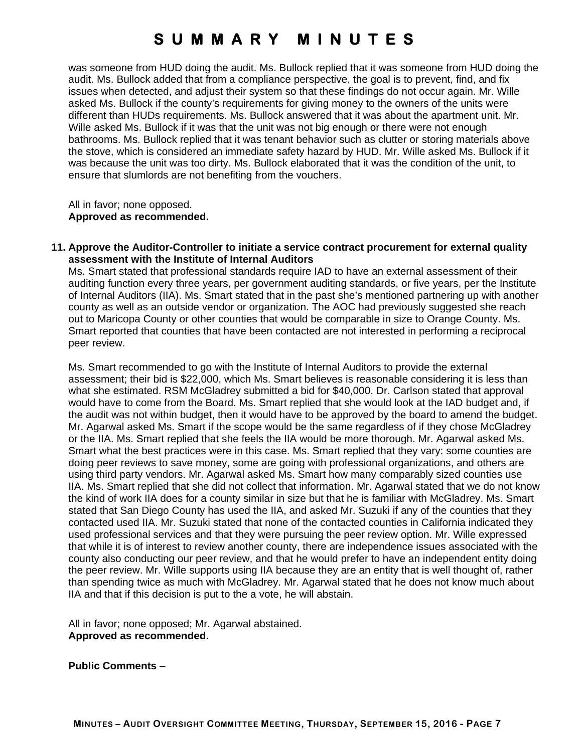was someone from HUD doing the audit. Ms. Bullock replied that it was someone from HUD doing the audit. Ms. Bullock added that from a compliance perspective, the goal is to prevent, find, and fix issues when detected, and adjust their system so that these findings do not occur again. Mr. Wille asked Ms. Bullock if the county's requirements for giving money to the owners of the units were different than HUDs requirements. Ms. Bullock answered that it was about the apartment unit. Mr. Wille asked Ms. Bullock if it was that the unit was not big enough or there were not enough bathrooms. Ms. Bullock replied that it was tenant behavior such as clutter or storing materials above the stove, which is considered an immediate safety hazard by HUD. Mr. Wille asked Ms. Bullock if it was because the unit was too dirty. Ms. Bullock elaborated that it was the condition of the unit, to ensure that slumlords are not benefiting from the vouchers.

All in favor; none opposed.
**Approved as recommended.**

**11. Approve the Auditor-Controller to initiate a service contract procurement for external quality assessment with the Institute of Internal Auditors**

Ms. Smart stated that professional standards require IAD to have an external assessment of their auditing function every three years, per government auditing standards, or five years, per the Institute of Internal Auditors (IIA). Ms. Smart stated that in the past she's mentioned partnering up with another county as well as an outside vendor or organization. The AOC had previously suggested she reach out to Maricopa County or other counties that would be comparable in size to Orange County. Ms. Smart reported that counties that have been contacted are not interested in performing a reciprocal peer review.

Ms. Smart recommended to go with the Institute of Internal Auditors to provide the external assessment; their bid is $22,000, which Ms. Smart believes is reasonable considering it is less than what she estimated. RSM McGladrey submitted a bid for $40,000. Dr. Carlson stated that approval would have to come from the Board. Ms. Smart replied that she would look at the IAD budget and, if the audit was not within budget, then it would have to be approved by the board to amend the budget. Mr. Agarwal asked Ms. Smart if the scope would be the same regardless of if they chose McGladrey or the IIA. Ms. Smart replied that she feels the IIA would be more thorough. Mr. Agarwal asked Ms. Smart what the best practices were in this case. Ms. Smart replied that they vary: some counties are doing peer reviews to save money, some are going with professional organizations, and others are using third party vendors. Mr. Agarwal asked Ms. Smart how many comparably sized counties use IIA. Ms. Smart replied that she did not collect that information. Mr. Agarwal stated that we do not know the kind of work IIA does for a county similar in size but that he is familiar with McGladrey. Ms. Smart stated that San Diego County has used the IIA, and asked Mr. Suzuki if any of the counties that they contacted used IIA. Mr. Suzuki stated that none of the contacted counties in California indicated they used professional services and that they were pursuing the peer review option. Mr. Wille expressed that while it is of interest to review another county, there are independence issues associated with the county also conducting our peer review, and that he would prefer to have an independent entity doing the peer review. Mr. Wille supports using IIA because they are an entity that is well thought of, rather than spending twice as much with McGladrey. Mr. Agarwal stated that he does not know much about IIA and that if this decision is put to the a vote, he will abstain.

All in favor; none opposed; Mr. Agarwal abstained.
**Approved as recommended.**

**Public Comments** –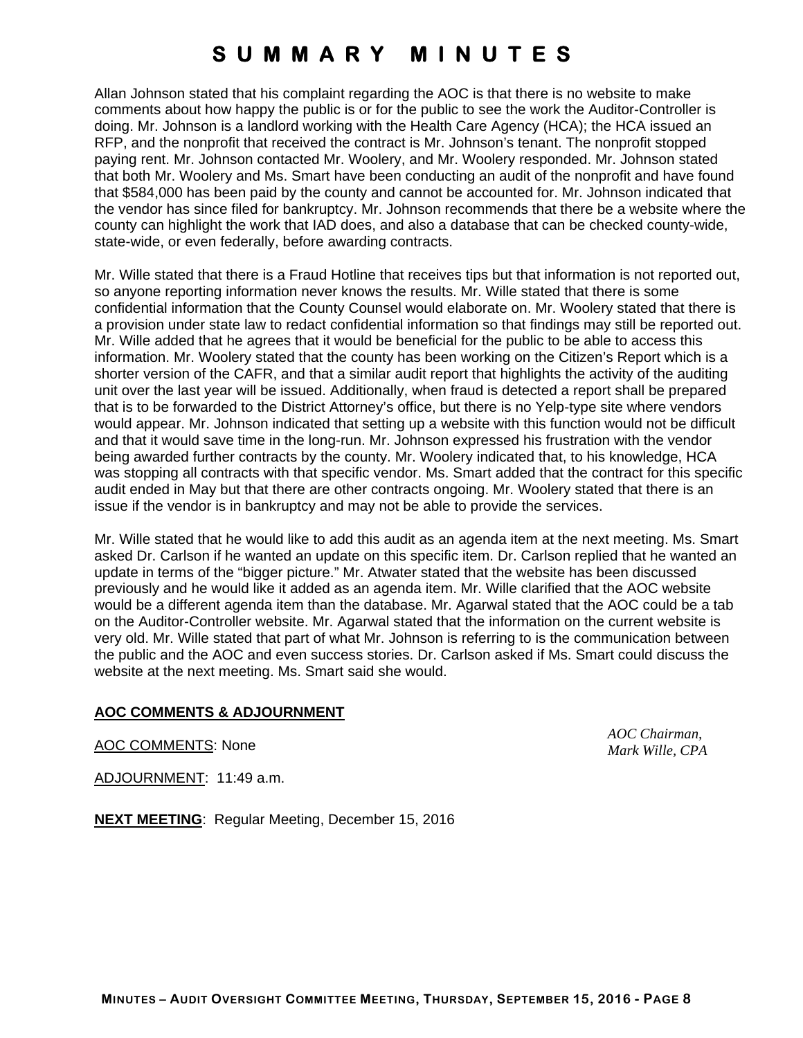# SUMMARY MINUTES

Allan Johnson stated that his complaint regarding the AOC is that there is no website to make comments about how happy the public is or for the public to see the work the Auditor-Controller is doing. Mr. Johnson is a landlord working with the Health Care Agency (HCA); the HCA issued an RFP, and the nonprofit that received the contract is Mr. Johnson's tenant. The nonprofit stopped paying rent. Mr. Johnson contacted Mr. Woolery, and Mr. Woolery responded. Mr. Johnson stated that both Mr. Woolery and Ms. Smart have been conducting an audit of the nonprofit and have found that $584,000 has been paid by the county and cannot be accounted for. Mr. Johnson indicated that the vendor has since filed for bankruptcy. Mr. Johnson recommends that there be a website where the county can highlight the work that IAD does, and also a database that can be checked county-wide, state-wide, or even federally, before awarding contracts.

Mr. Wille stated that there is a Fraud Hotline that receives tips but that information is not reported out, so anyone reporting information never knows the results. Mr. Wille stated that there is some confidential information that the County Counsel would elaborate on. Mr. Woolery stated that there is a provision under state law to redact confidential information so that findings may still be reported out. Mr. Wille added that he agrees that it would be beneficial for the public to be able to access this information. Mr. Woolery stated that the county has been working on the Citizen's Report which is a shorter version of the CAFR, and that a similar audit report that highlights the activity of the auditing unit over the last year will be issued. Additionally, when fraud is detected a report shall be prepared that is to be forwarded to the District Attorney's office, but there is no Yelp-type site where vendors would appear. Mr. Johnson indicated that setting up a website with this function would not be difficult and that it would save time in the long-run. Mr. Johnson expressed his frustration with the vendor being awarded further contracts by the county. Mr. Woolery indicated that, to his knowledge, HCA was stopping all contracts with that specific vendor. Ms. Smart added that the contract for this specific audit ended in May but that there are other contracts ongoing. Mr. Woolery stated that there is an issue if the vendor is in bankruptcy and may not be able to provide the services.

Mr. Wille stated that he would like to add this audit as an agenda item at the next meeting. Ms. Smart asked Dr. Carlson if he wanted an update on this specific item. Dr. Carlson replied that he wanted an update in terms of the "bigger picture." Mr. Atwater stated that the website has been discussed previously and he would like it added as an agenda item. Mr. Wille clarified that the AOC website would be a different agenda item than the database. Mr. Agarwal stated that the AOC could be a tab on the Auditor-Controller website. Mr. Agarwal stated that the information on the current website is very old. Mr. Wille stated that part of what Mr. Johnson is referring to is the communication between the public and the AOC and even success stories. Dr. Carlson asked if Ms. Smart could discuss the website at the next meeting. Ms. Smart said she would.

**AOC COMMENTS & ADJOURNMENT**

AOC COMMENTS: None

ADJOURNMENT: 11:49 a.m.

*AOC Chairman,*
*Mark Wille, CPA*

**NEXT MEETING**: Regular Meeting, December 15, 2016